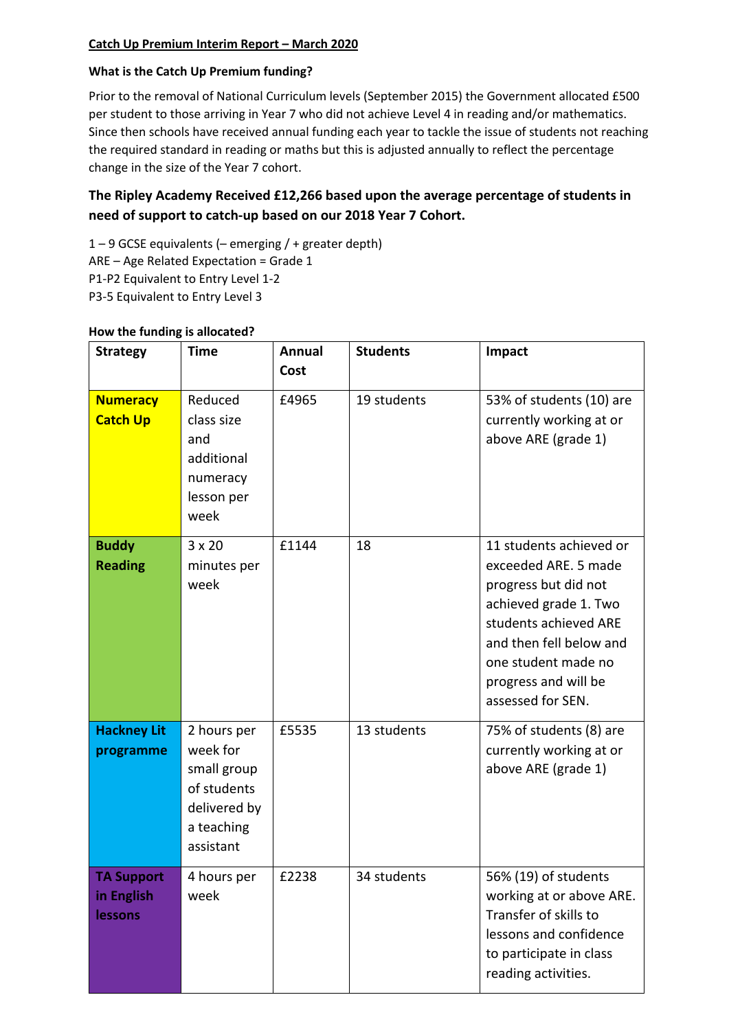**Catch Up Premium Interim Report – March 2020**

**What is the Catch Up Premium funding?**

Prior to the removal of National Curriculum levels (September 2015) the Government allocated £500 per student to those arriving in Year 7 who did not achieve Level 4 in reading and/or mathematics. Since then schools have received annual funding each year to tackle the issue of students not reaching the required standard in reading or maths but this is adjusted annually to reflect the percentage change in the size of the Year 7 cohort.

**The Ripley Academy Received £12,266 based upon the average percentage of students in need of support to catch-up based on our 2018 Year 7 Cohort.**

1 – 9 GCSE equivalents (– emerging / + greater depth)
ARE – Age Related Expectation = Grade 1
P1-P2 Equivalent to Entry Level 1-2
P3-5 Equivalent to Entry Level 3

**How the funding is allocated?**

| Strategy | Time | Annual Cost | Students | Impact |
|---|---|---|---|---|
| **Numeracy Catch Up** | Reduced class size and additional numeracy lesson per week | £4965 | 19 students | 53% of students (10) are currently working at or above ARE (grade 1) |
| **Buddy Reading** | 3 x 20 minutes per week | £1144 | 18 | 11 students achieved or exceeded ARE. 5 made progress but did not achieved grade 1. Two students achieved ARE and then fell below and one student made no progress and will be assessed for SEN. |
| **Hackney Lit programme** | 2 hours per week for small group of students delivered by a teaching assistant | £5535 | 13 students | 75% of students (8) are currently working at or above ARE (grade 1) |
| **TA Support in English lessons** | 4 hours per week | £2238 | 34 students | 56% (19) of students working at or above ARE. Transfer of skills to lessons and confidence to participate in class reading activities. |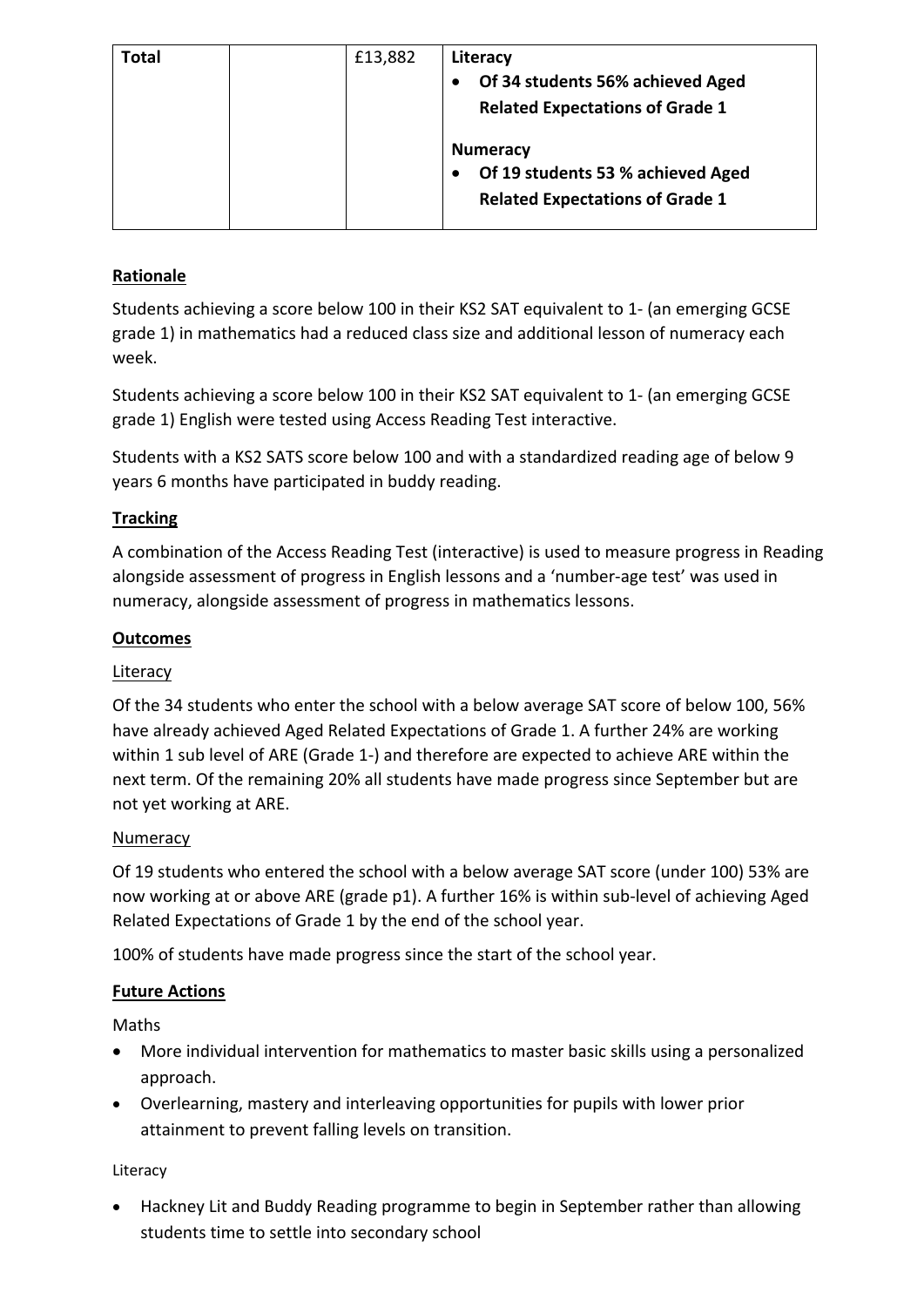| | | | |
|---|---|---|---|
| **Total** | | £13,882 | **Literacy**<br>• **Of 34 students 56% achieved Aged Related Expectations of Grade 1**<br><br>**Numeracy**<br>• **Of 19 students 53 % achieved Aged Related Expectations of Grade 1** |

## Rationale

Students achieving a score below 100 in their KS2 SAT equivalent to 1- (an emerging GCSE grade 1) in mathematics had a reduced class size and additional lesson of numeracy each week.

Students achieving a score below 100 in their KS2 SAT equivalent to 1- (an emerging GCSE grade 1) English were tested using Access Reading Test interactive.

Students with a KS2 SATS score below 100 and with a standardized reading age of below 9 years 6 months have participated in buddy reading.

## Tracking

A combination of the Access Reading Test (interactive) is used to measure progress in Reading alongside assessment of progress in English lessons and a 'number-age test' was used in numeracy, alongside assessment of progress in mathematics lessons.

## Outcomes

### Literacy

Of the 34 students who enter the school with a below average SAT score of below 100, 56% have already achieved Aged Related Expectations of Grade 1. A further 24% are working within 1 sub level of ARE (Grade 1-) and therefore are expected to achieve ARE within the next term. Of the remaining 20% all students have made progress since September but are not yet working at ARE.

### Numeracy

Of 19 students who entered the school with a below average SAT score (under 100) 53% are now working at or above ARE (grade p1). A further 16% is within sub-level of achieving Aged Related Expectations of Grade 1 by the end of the school year.

100% of students have made progress since the start of the school year.

## Future Actions

Maths

- More individual intervention for mathematics to master basic skills using a personalized approach.
- Overlearning, mastery and interleaving opportunities for pupils with lower prior attainment to prevent falling levels on transition.

Literacy

- Hackney Lit and Buddy Reading programme to begin in September rather than allowing students time to settle into secondary school